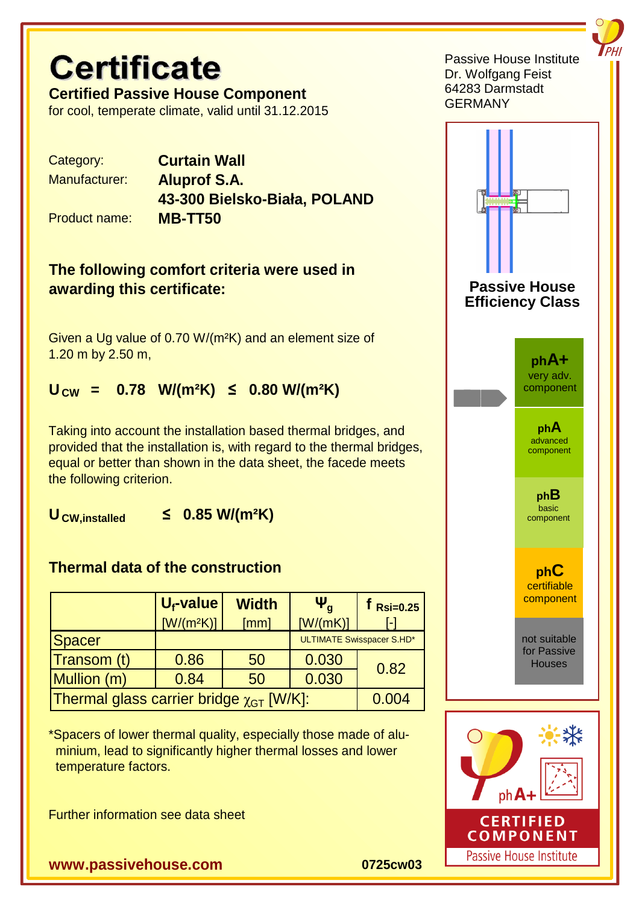# Certificate

**Certified Passive House Component**

for cool, temperate climate, valid until 31.12.2015

Passive House Institute
Dr. Wolfgang Feist
64283 Darmstadt
GERMANY

| | |
|---|---|
| Category: | **Curtain Wall** |
| Manufacturer: | **Aluprof S.A.** |
| | **43-300 Bielsko-Biała, POLAND** |
| Product name: | **MB-TT50** |

### The following comfort criteria were used in awarding this certificate:

Given a Ug value of 0.70 W/(m²K) and an element size of 1.20 m by 2.50 m,

$U_{CW}$ = **0.78 W/(m²K) ≤ 0.80 W/(m²K)**

Taking into account the installation based thermal bridges, and provided that the installation is, with regard to the thermal bridges, equal or better than shown in the data sheet, the facede meets the following criterion.

$U_{CW,installed}$ **≤ 0.85 W/(m²K)**

### Thermal data of the construction

| | $U_f$-value [W/(m²K)] | Width [mm] | $\Psi_g$ [W/(mK)] | $f_{Rsi=0.25}$ [-] |
|---|---|---|---|---|
| Spacer | | | ULTIMATE Swisspacer S.HD* | |
| Transom (t) | 0.86 | 50 | 0.030 | 0.82 |
| Mullion (m) | 0.84 | 50 | 0.030 | |
| Thermal glass carrier bridge $\chi_{GT}$ [W/K]: | | | | 0.004 |

*Spacers of lower thermal quality, especially those made of aluminium, lead to significantly higher thermal losses and lower temperature factors.

Further information see data sheet

**Passive House Efficiency Class**

- **phA+** very adv. component
- **phA** advanced component
- **phB** basic component
- **phC** certifiable component
- not suitable for Passive Houses

phA+

**CERTIFIED COMPONENT**

Passive House Institute

**www.passivehouse.com**

**0725cw03**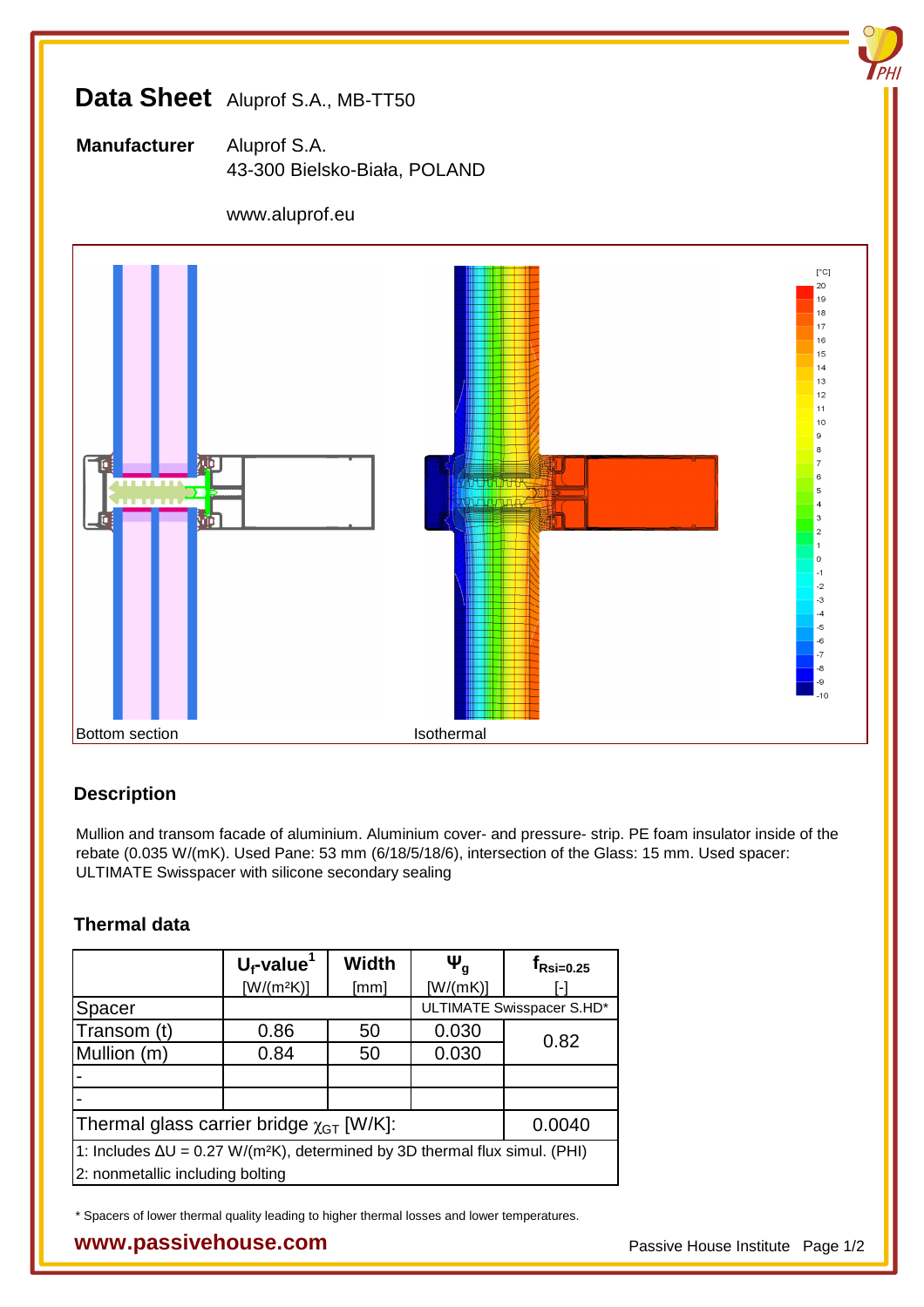# Data Sheet Aluprof S.A., MB-TT50

**Manufacturer** Aluprof S.A.
43-300 Bielsko-Biała, POLAND

www.aluprof.eu

Bottom section

Isothermal

## Description

Mullion and transom facade of aluminium. Aluminium cover- and pressure- strip. PE foam insulator inside of the rebate (0.035 W/(mK). Used Pane: 53 mm (6/18/5/18/6), intersection of the Glass: 15 mm. Used spacer: ULTIMATE Swisspacer with silicone secondary sealing

## Thermal data

| | $U_f$-value[1] [W/(m²K)] | Width [mm] | $\Psi_g$ [W/(mK)] | $f_{Rsi=0.25}$ [-] |
|---|---|---|---|---|
| Spacer | | | ULTIMATE Swisspacer S.HD* | |
| Transom (t) | 0.86 | 50 | 0.030 | 0.82 |
| Mullion (m) | 0.84 | 50 | 0.030 | |
| - | | | | |
| - | | | | |
| Thermal glass carrier bridge $\chi_{GT}$ [W/K]: | | | | 0.0040 |

1: Includes $\Delta U$ = 0.27 W/(m²K), determined by 3D thermal flux simul. (PHI)
2: nonmetallic including bolting

\* Spacers of lower thermal quality leading to higher thermal losses and lower temperatures.

**www.passivehouse.com** Passive House Institute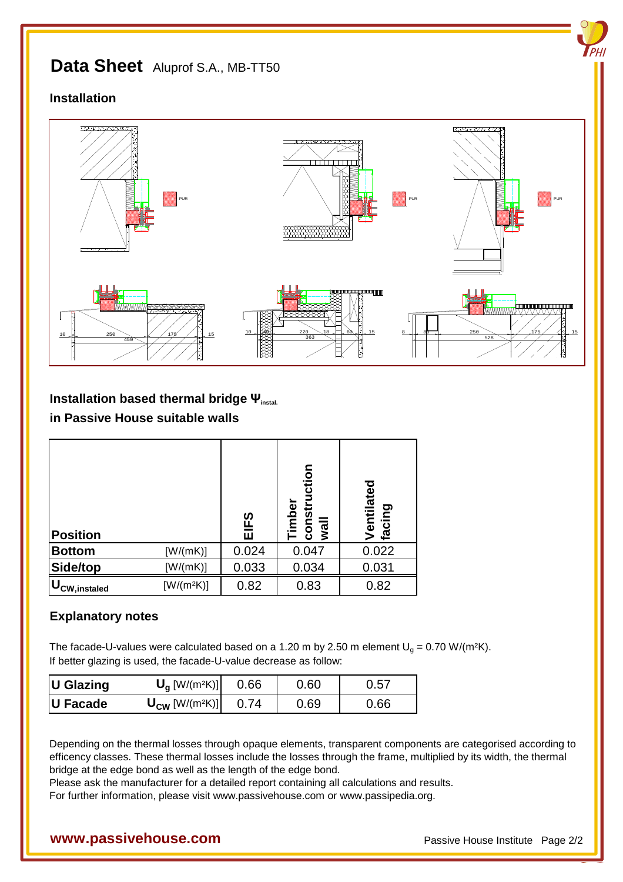# Data Sheet Aluprof S.A., MB-TT50

## Installation

PUR

PUR

PUR

10 250 450 175 15

10 40 220 18 60 15 363

8 80 250 528 175 15

## Installation based thermal bridge $\Psi_{instal.}$ in Passive House suitable walls

| Position | | EIFS | Timber construction wall | Ventilated facing |
|---|---|---|---|---|
| Bottom | [W/(mK)] | 0.024 | 0.047 | 0.022 |
| Side/top | [W/(mK)] | 0.033 | 0.034 | 0.031 |
| $U_{CW,instaled}$ | [W/(m²K)] | 0.82 | 0.83 | 0.82 |

## Explanatory notes

The facade-U-values were calculated based on a 1.20 m by 2.50 m element $U_g$ = 0.70 W/(m²K).
If better glazing is used, the facade-U-value decrease as follow:

| | | | | |
|---|---|---|---|---|
| U Glazing | $U_g$ [W/(m²K)] | 0.66 | 0.60 | 0.57 |
| U Facade | $U_{CW}$ [W/(m²K)] | 0.74 | 0.69 | 0.66 |

Depending on the thermal losses through opaque elements, transparent components are categorised according to efficency classes. These thermal losses include the losses through the frame, multiplied by its width, the thermal bridge at the edge bond as well as the length of the edge bond.
Please ask the manufacturer for a detailed report containing all calculations and results.
For further information, please visit www.passivehouse.com or www.passipedia.org.

**www.passivehouse.com**

Passive House Institute